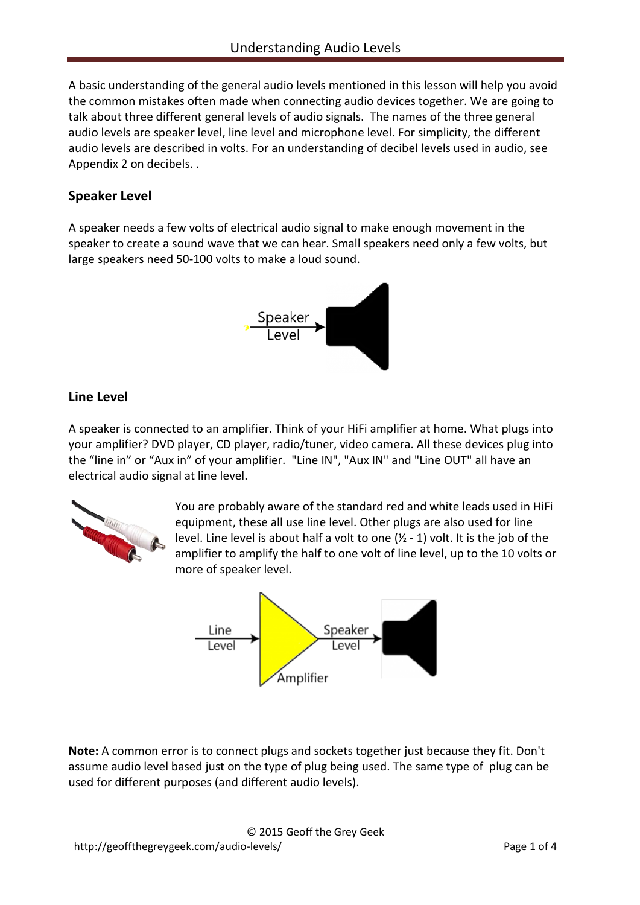# Understanding Audio Levels

A basic understanding of the general audio levels mentioned in this lesson will help you avoid the common mistakes often made when connecting audio devices together. We are going to talk about three different general levels of audio signals. The names of the three general audio levels are speaker level, line level and microphone level. For simplicity, the different audio levels are described in volts. For an understanding of decibel levels used in audio, see Appendix 2 on decibels. .

## Speaker Level

A speaker needs a few volts of electrical audio signal to make enough movement in the speaker to create a sound wave that we can hear. Small speakers need only a few volts, but large speakers need 50-100 volts to make a loud sound.

## Line Level

A speaker is connected to an amplifier. Think of your HiFi amplifier at home. What plugs into your amplifier? DVD player, CD player, radio/tuner, video camera. All these devices plug into the "line in" or "Aux in" of your amplifier. "Line IN", "Aux IN" and "Line OUT" all have an electrical audio signal at line level.

You are probably aware of the standard red and white leads used in HiFi equipment, these all use line level. Other plugs are also used for line level. Line level is about half a volt to one (½ - 1) volt. It is the job of the amplifier to amplify the half to one volt of line level, up to the 10 volts or more of speaker level.

**Note:** A common error is to connect plugs and sockets together just because they fit. Don't assume audio level based just on the type of plug being used. The same type of plug can be used for different purposes (and different audio levels).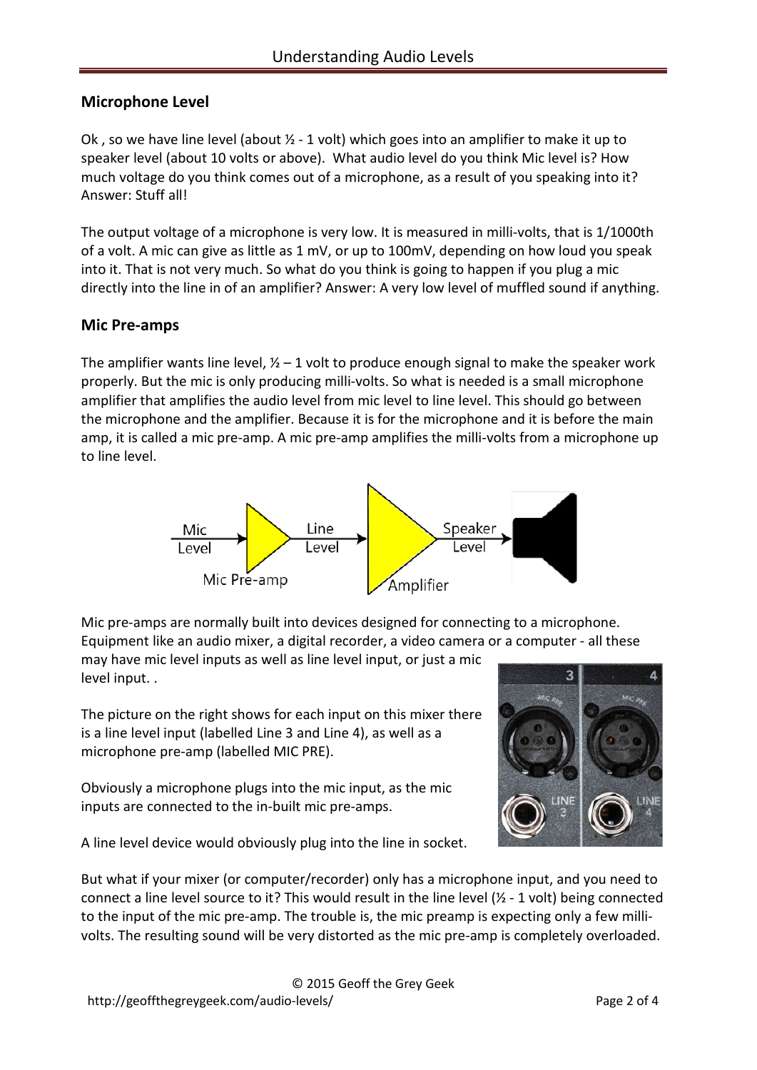## Microphone Level

Ok , so we have line level (about ½ - 1 volt) which goes into an amplifier to make it up to speaker level (about 10 volts or above). What audio level do you think Mic level is? How much voltage do you think comes out of a microphone, as a result of you speaking into it? Answer: Stuff all!

The output voltage of a microphone is very low. It is measured in milli-volts, that is 1/1000th of a volt. A mic can give as little as 1 mV, or up to 100mV, depending on how loud you speak into it. That is not very much. So what do you think is going to happen if you plug a mic directly into the line in of an amplifier? Answer: A very low level of muffled sound if anything.

## Mic Pre-amps

The amplifier wants line level, ½ – 1 volt to produce enough signal to make the speaker work properly. But the mic is only producing milli-volts. So what is needed is a small microphone amplifier that amplifies the audio level from mic level to line level. This should go between the microphone and the amplifier. Because it is for the microphone and it is before the main amp, it is called a mic pre-amp. A mic pre-amp amplifies the milli-volts from a microphone up to line level.

Mic pre-amps are normally built into devices designed for connecting to a microphone. Equipment like an audio mixer, a digital recorder, a video camera or a computer - all these may have mic level inputs as well as line level input, or just a mic level input. .

The picture on the right shows for each input on this mixer there is a line level input (labelled Line 3 and Line 4), as well as a microphone pre-amp (labelled MIC PRE).

Obviously a microphone plugs into the mic input, as the mic inputs are connected to the in-built mic pre-amps.

A line level device would obviously plug into the line in socket.

But what if your mixer (or computer/recorder) only has a microphone input, and you need to connect a line level source to it? This would result in the line level (½ - 1 volt) being connected to the input of the mic pre-amp. The trouble is, the mic preamp is expecting only a few milli-volts. The resulting sound will be very distorted as the mic pre-amp is completely overloaded.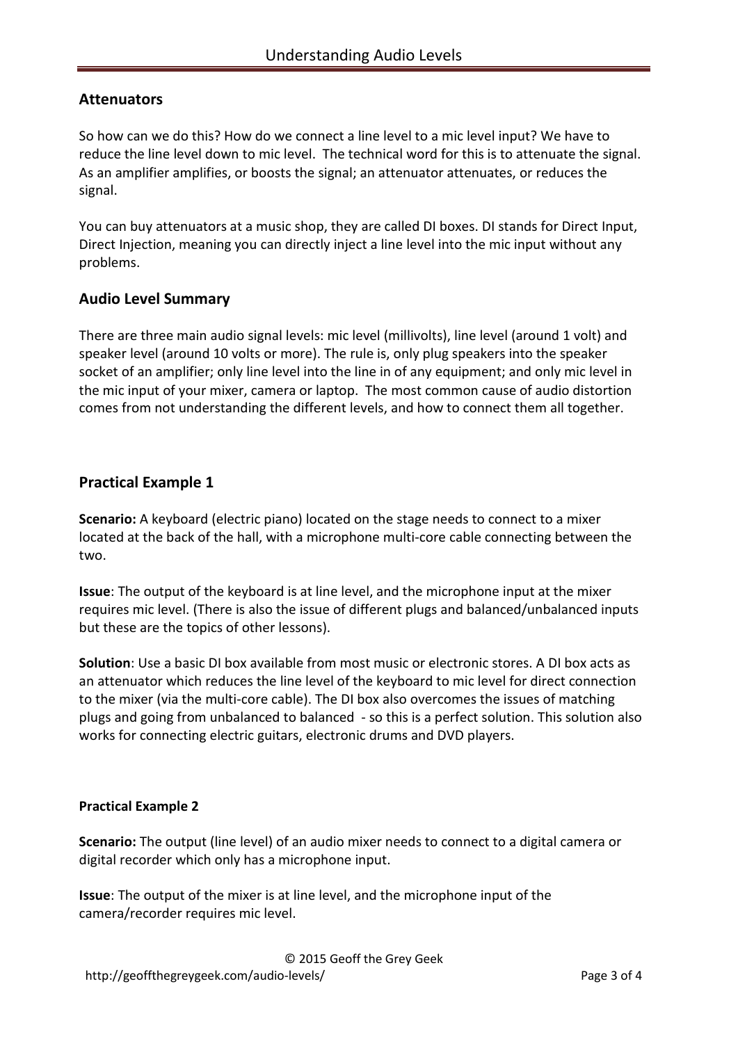## Attenuators

So how can we do this? How do we connect a line level to a mic level input? We have to reduce the line level down to mic level. The technical word for this is to attenuate the signal. As an amplifier amplifies, or boosts the signal; an attenuator attenuates, or reduces the signal.

You can buy attenuators at a music shop, they are called DI boxes. DI stands for Direct Input, Direct Injection, meaning you can directly inject a line level into the mic input without any problems.

## Audio Level Summary

There are three main audio signal levels: mic level (millivolts), line level (around 1 volt) and speaker level (around 10 volts or more). The rule is, only plug speakers into the speaker socket of an amplifier; only line level into the line in of any equipment; and only mic level in the mic input of your mixer, camera or laptop. The most common cause of audio distortion comes from not understanding the different levels, and how to connect them all together.

## Practical Example 1

**Scenario:** A keyboard (electric piano) located on the stage needs to connect to a mixer located at the back of the hall, with a microphone multi-core cable connecting between the two.

**Issue**: The output of the keyboard is at line level, and the microphone input at the mixer requires mic level. (There is also the issue of different plugs and balanced/unbalanced inputs but these are the topics of other lessons).

**Solution**: Use a basic DI box available from most music or electronic stores. A DI box acts as an attenuator which reduces the line level of the keyboard to mic level for direct connection to the mixer (via the multi-core cable). The DI box also overcomes the issues of matching plugs and going from unbalanced to balanced - so this is a perfect solution. This solution also works for connecting electric guitars, electronic drums and DVD players.

### Practical Example 2

**Scenario:** The output (line level) of an audio mixer needs to connect to a digital camera or digital recorder which only has a microphone input.

**Issue**: The output of the mixer is at line level, and the microphone input of the camera/recorder requires mic level.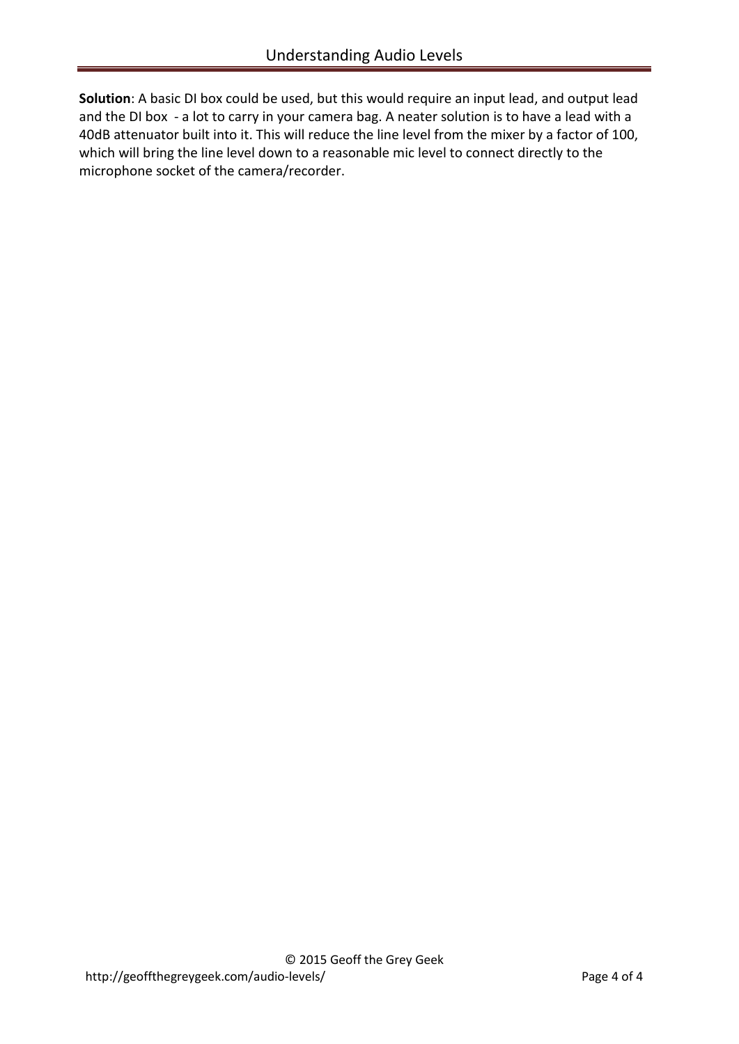**Solution**: A basic DI box could be used, but this would require an input lead, and output lead and the DI box - a lot to carry in your camera bag. A neater solution is to have a lead with a 40dB attenuator built into it. This will reduce the line level from the mixer by a factor of 100, which will bring the line level down to a reasonable mic level to connect directly to the microphone socket of the camera/recorder.